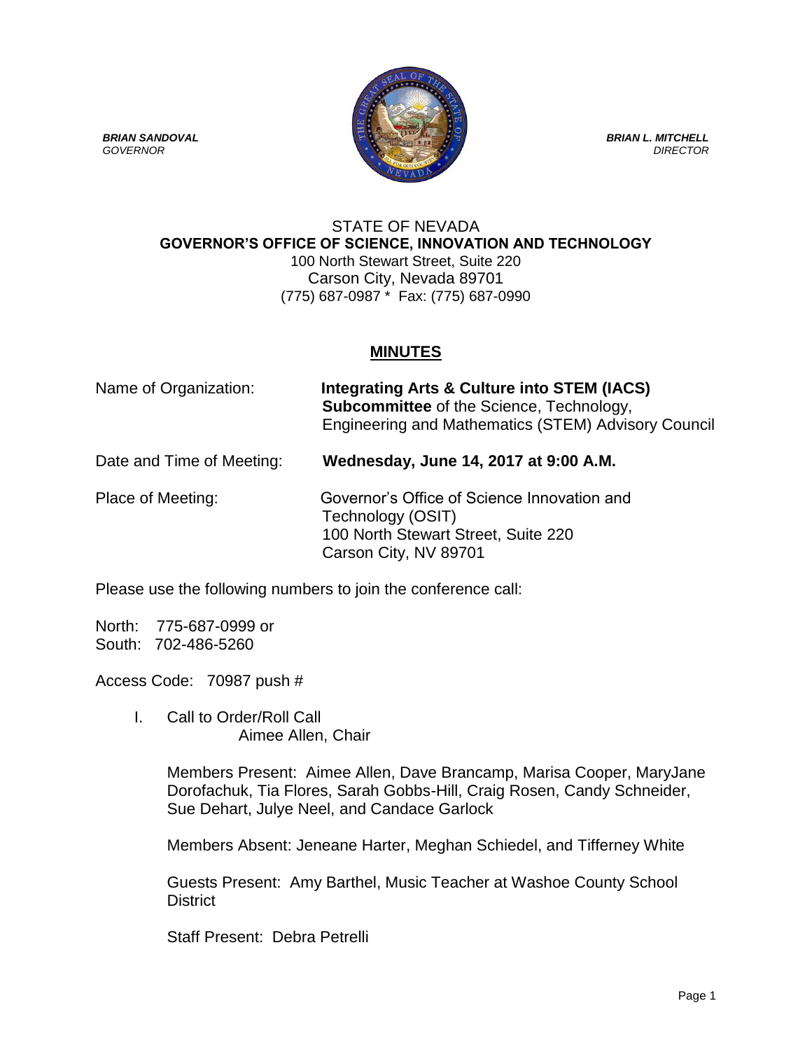***BRIAN SANDOVAL***
*GOVERNOR*

***BRIAN L. MITCHELL***
*DIRECTOR*

STATE OF NEVADA
**GOVERNOR'S OFFICE OF SCIENCE, INNOVATION AND TECHNOLOGY**
100 North Stewart Street, Suite 220
Carson City, Nevada 89701
(775) 687-0987 * Fax: (775) 687-0990

## **MINUTES**

Name of Organization: **Integrating Arts & Culture into STEM (IACS) Subcommittee** of the Science, Technology, Engineering and Mathematics (STEM) Advisory Council

Date and Time of Meeting: **Wednesday, June 14, 2017 at 9:00 A.M.**

Place of Meeting: Governor's Office of Science Innovation and Technology (OSIT)
100 North Stewart Street, Suite 220
Carson City, NV 89701

Please use the following numbers to join the conference call:

North: 775-687-0999 or
South: 702-486-5260

Access Code: 70987 push #

I. Call to Order/Roll Call
Aimee Allen, Chair

Members Present: Aimee Allen, Dave Brancamp, Marisa Cooper, MaryJane Dorofachuk, Tia Flores, Sarah Gobbs-Hill, Craig Rosen, Candy Schneider, Sue Dehart, Julye Neel, and Candace Garlock

Members Absent: Jeneane Harter, Meghan Schiedel, and Tifferney White

Guests Present: Amy Barthel, Music Teacher at Washoe County School District

Staff Present: Debra Petrelli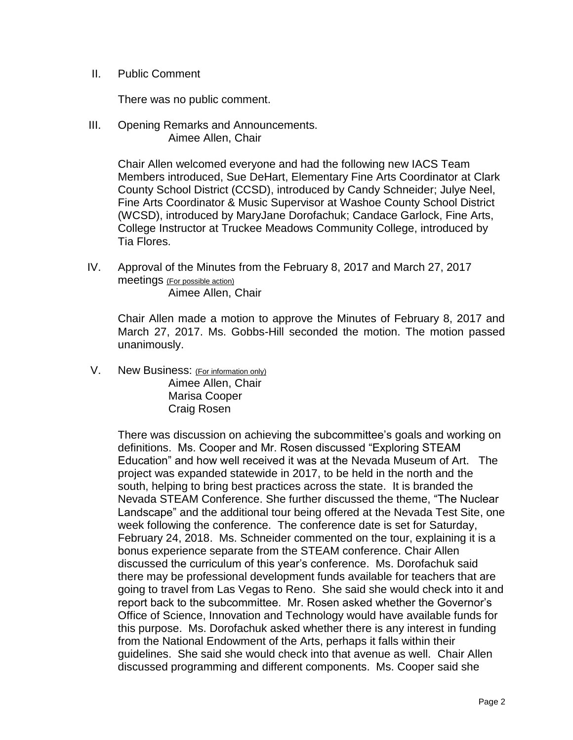II. Public Comment

There was no public comment.

III. Opening Remarks and Announcements.
Aimee Allen, Chair

Chair Allen welcomed everyone and had the following new IACS Team Members introduced, Sue DeHart, Elementary Fine Arts Coordinator at Clark County School District (CCSD), introduced by Candy Schneider; Julye Neel, Fine Arts Coordinator & Music Supervisor at Washoe County School District (WCSD), introduced by MaryJane Dorofachuk; Candace Garlock, Fine Arts, College Instructor at Truckee Meadows Community College, introduced by Tia Flores.

IV. Approval of the Minutes from the February 8, 2017 and March 27, 2017 meetings (For possible action)
Aimee Allen, Chair

Chair Allen made a motion to approve the Minutes of February 8, 2017 and March 27, 2017. Ms. Gobbs-Hill seconded the motion. The motion passed unanimously.

V. New Business: (For information only)
Aimee Allen, Chair
Marisa Cooper
Craig Rosen

There was discussion on achieving the subcommittee's goals and working on definitions. Ms. Cooper and Mr. Rosen discussed "Exploring STEAM Education" and how well received it was at the Nevada Museum of Art. The project was expanded statewide in 2017, to be held in the north and the south, helping to bring best practices across the state. It is branded the Nevada STEAM Conference. She further discussed the theme, "The Nuclear Landscape" and the additional tour being offered at the Nevada Test Site, one week following the conference. The conference date is set for Saturday, February 24, 2018. Ms. Schneider commented on the tour, explaining it is a bonus experience separate from the STEAM conference. Chair Allen discussed the curriculum of this year's conference. Ms. Dorofachuk said there may be professional development funds available for teachers that are going to travel from Las Vegas to Reno. She said she would check into it and report back to the subcommittee. Mr. Rosen asked whether the Governor's Office of Science, Innovation and Technology would have available funds for this purpose. Ms. Dorofachuk asked whether there is any interest in funding from the National Endowment of the Arts, perhaps it falls within their guidelines. She said she would check into that avenue as well. Chair Allen discussed programming and different components. Ms. Cooper said she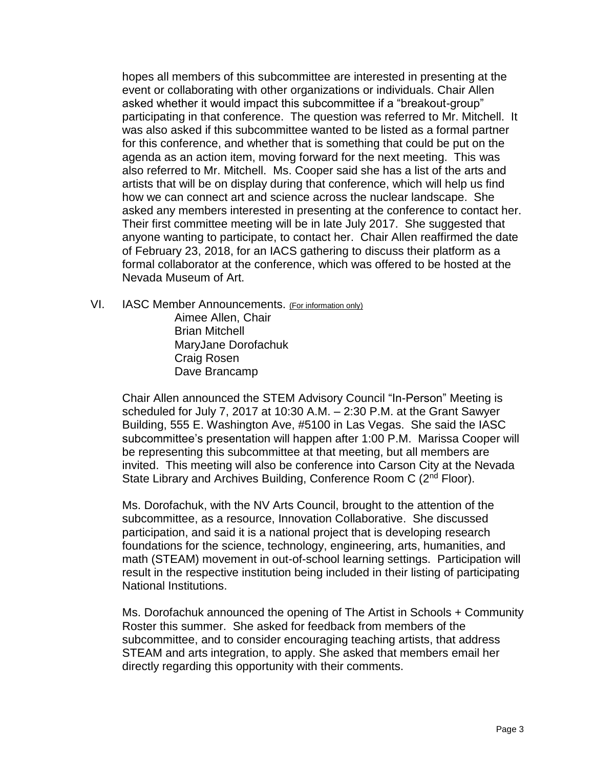hopes all members of this subcommittee are interested in presenting at the event or collaborating with other organizations or individuals. Chair Allen asked whether it would impact this subcommittee if a "breakout-group" participating in that conference. The question was referred to Mr. Mitchell. It was also asked if this subcommittee wanted to be listed as a formal partner for this conference, and whether that is something that could be put on the agenda as an action item, moving forward for the next meeting. This was also referred to Mr. Mitchell. Ms. Cooper said she has a list of the arts and artists that will be on display during that conference, which will help us find how we can connect art and science across the nuclear landscape. She asked any members interested in presenting at the conference to contact her. Their first committee meeting will be in late July 2017. She suggested that anyone wanting to participate, to contact her. Chair Allen reaffirmed the date of February 23, 2018, for an IACS gathering to discuss their platform as a formal collaborator at the conference, which was offered to be hosted at the Nevada Museum of Art.

VI. IASC Member Announcements. (For information only)

Aimee Allen, Chair
Brian Mitchell
MaryJane Dorofachuk
Craig Rosen
Dave Brancamp

Chair Allen announced the STEM Advisory Council "In-Person" Meeting is scheduled for July 7, 2017 at 10:30 A.M. – 2:30 P.M. at the Grant Sawyer Building, 555 E. Washington Ave, #5100 in Las Vegas. She said the IASC subcommittee's presentation will happen after 1:00 P.M. Marissa Cooper will be representing this subcommittee at that meeting, but all members are invited. This meeting will also be conference into Carson City at the Nevada State Library and Archives Building, Conference Room C (2nd Floor).

Ms. Dorofachuk, with the NV Arts Council, brought to the attention of the subcommittee, as a resource, Innovation Collaborative. She discussed participation, and said it is a national project that is developing research foundations for the science, technology, engineering, arts, humanities, and math (STEAM) movement in out-of-school learning settings. Participation will result in the respective institution being included in their listing of participating National Institutions.

Ms. Dorofachuk announced the opening of The Artist in Schools + Community Roster this summer. She asked for feedback from members of the subcommittee, and to consider encouraging teaching artists, that address STEAM and arts integration, to apply. She asked that members email her directly regarding this opportunity with their comments.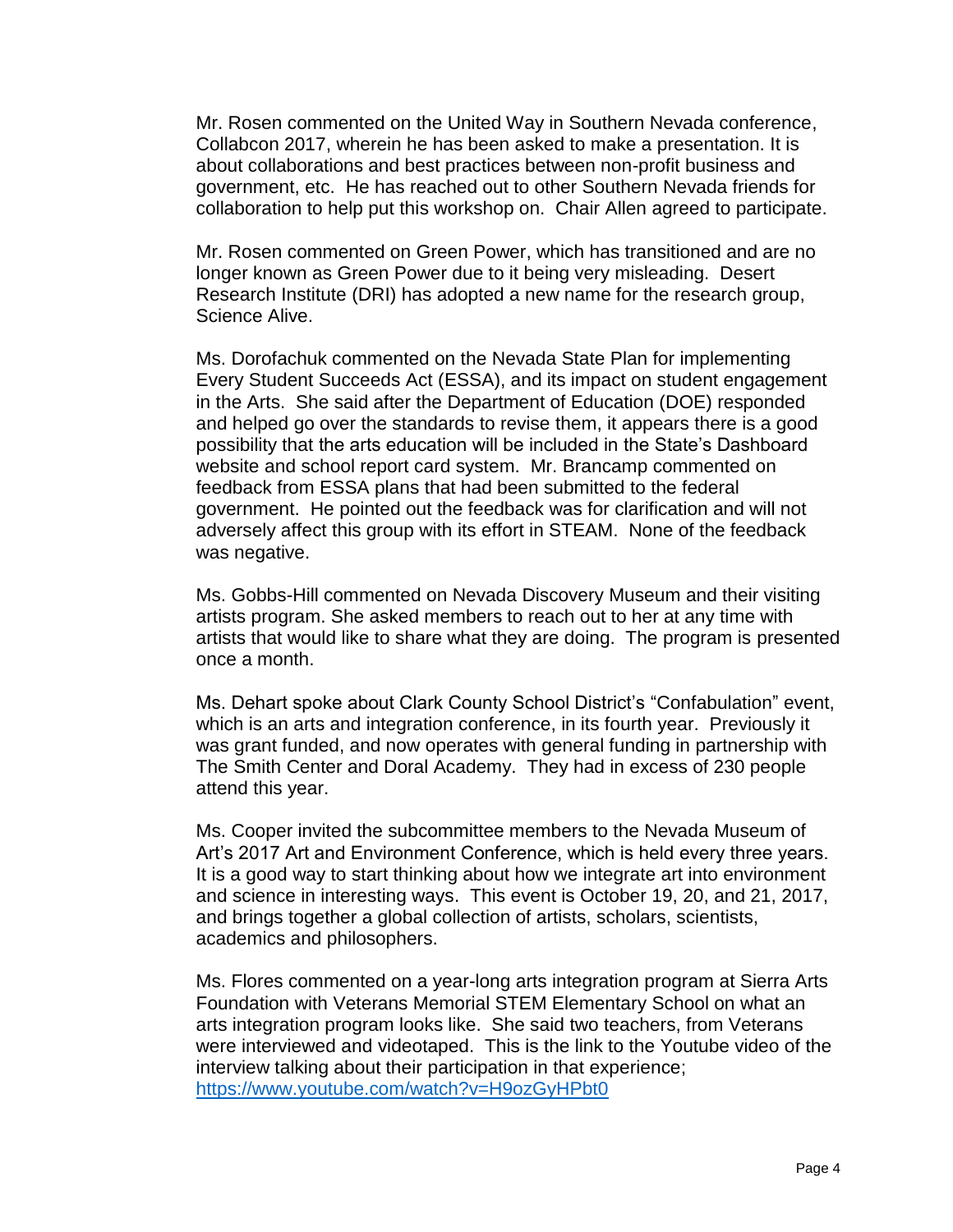Mr. Rosen commented on the United Way in Southern Nevada conference, Collabcon 2017, wherein he has been asked to make a presentation. It is about collaborations and best practices between non-profit business and government, etc. He has reached out to other Southern Nevada friends for collaboration to help put this workshop on. Chair Allen agreed to participate.

Mr. Rosen commented on Green Power, which has transitioned and are no longer known as Green Power due to it being very misleading. Desert Research Institute (DRI) has adopted a new name for the research group, Science Alive.

Ms. Dorofachuk commented on the Nevada State Plan for implementing Every Student Succeeds Act (ESSA), and its impact on student engagement in the Arts. She said after the Department of Education (DOE) responded and helped go over the standards to revise them, it appears there is a good possibility that the arts education will be included in the State's Dashboard website and school report card system. Mr. Brancamp commented on feedback from ESSA plans that had been submitted to the federal government. He pointed out the feedback was for clarification and will not adversely affect this group with its effort in STEAM. None of the feedback was negative.

Ms. Gobbs-Hill commented on Nevada Discovery Museum and their visiting artists program. She asked members to reach out to her at any time with artists that would like to share what they are doing. The program is presented once a month.

Ms. Dehart spoke about Clark County School District's "Confabulation" event, which is an arts and integration conference, in its fourth year. Previously it was grant funded, and now operates with general funding in partnership with The Smith Center and Doral Academy. They had in excess of 230 people attend this year.

Ms. Cooper invited the subcommittee members to the Nevada Museum of Art's 2017 Art and Environment Conference, which is held every three years. It is a good way to start thinking about how we integrate art into environment and science in interesting ways. This event is October 19, 20, and 21, 2017, and brings together a global collection of artists, scholars, scientists, academics and philosophers.

Ms. Flores commented on a year-long arts integration program at Sierra Arts Foundation with Veterans Memorial STEM Elementary School on what an arts integration program looks like. She said two teachers, from Veterans were interviewed and videotaped. This is the link to the Youtube video of the interview talking about their participation in that experience; https://www.youtube.com/watch?v=H9ozGyHPbt0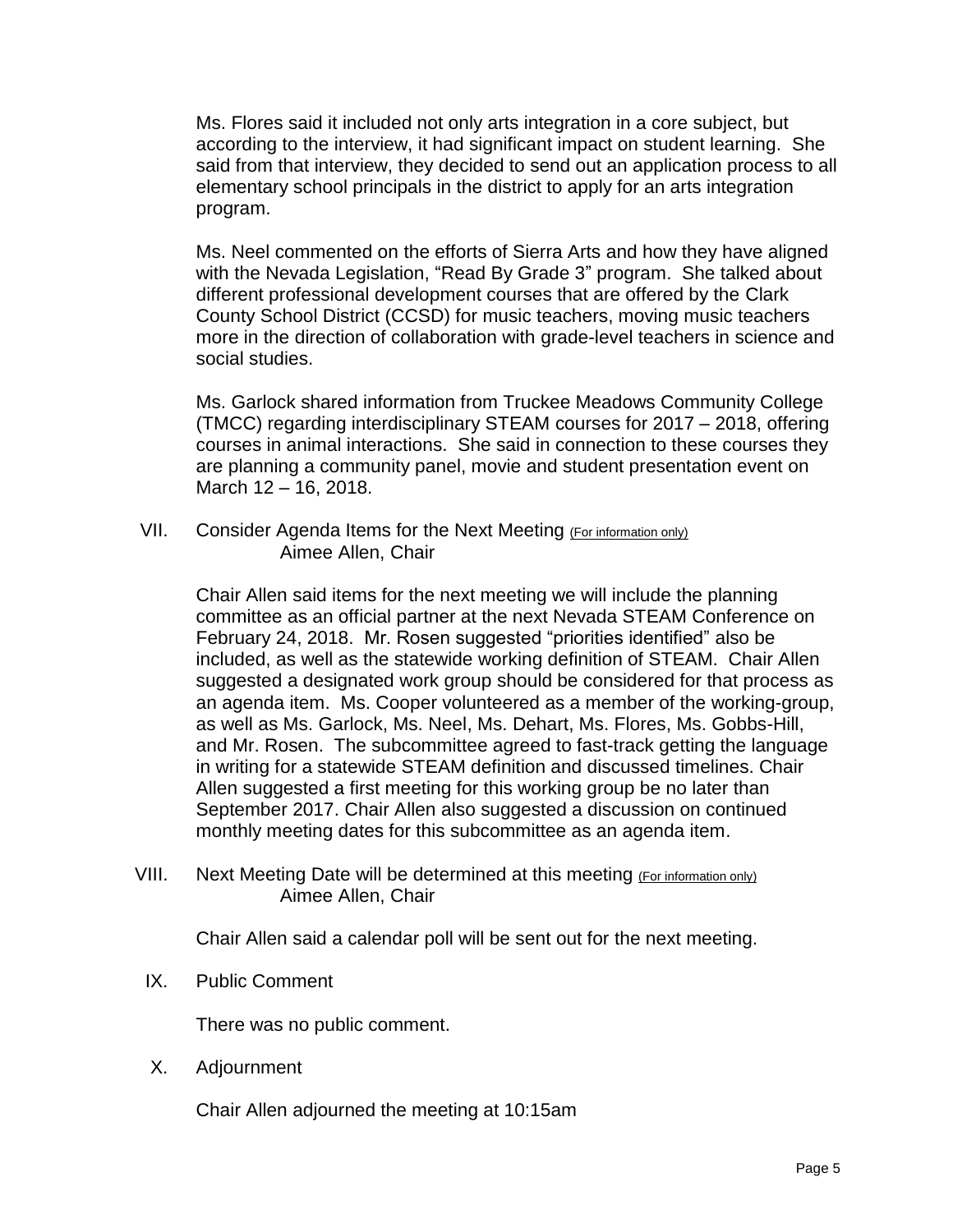Ms. Flores said it included not only arts integration in a core subject, but according to the interview, it had significant impact on student learning. She said from that interview, they decided to send out an application process to all elementary school principals in the district to apply for an arts integration program.

Ms. Neel commented on the efforts of Sierra Arts and how they have aligned with the Nevada Legislation, "Read By Grade 3" program. She talked about different professional development courses that are offered by the Clark County School District (CCSD) for music teachers, moving music teachers more in the direction of collaboration with grade-level teachers in science and social studies.

Ms. Garlock shared information from Truckee Meadows Community College (TMCC) regarding interdisciplinary STEAM courses for 2017 – 2018, offering courses in animal interactions. She said in connection to these courses they are planning a community panel, movie and student presentation event on March 12 – 16, 2018.

VII. Consider Agenda Items for the Next Meeting (For information only)
Aimee Allen, Chair

Chair Allen said items for the next meeting we will include the planning committee as an official partner at the next Nevada STEAM Conference on February 24, 2018. Mr. Rosen suggested "priorities identified" also be included, as well as the statewide working definition of STEAM. Chair Allen suggested a designated work group should be considered for that process as an agenda item. Ms. Cooper volunteered as a member of the working-group, as well as Ms. Garlock, Ms. Neel, Ms. Dehart, Ms. Flores, Ms. Gobbs-Hill, and Mr. Rosen. The subcommittee agreed to fast-track getting the language in writing for a statewide STEAM definition and discussed timelines. Chair Allen suggested a first meeting for this working group be no later than September 2017. Chair Allen also suggested a discussion on continued monthly meeting dates for this subcommittee as an agenda item.

VIII. Next Meeting Date will be determined at this meeting (For information only)
Aimee Allen, Chair

Chair Allen said a calendar poll will be sent out for the next meeting.

IX. Public Comment

There was no public comment.

X. Adjournment

Chair Allen adjourned the meeting at 10:15am